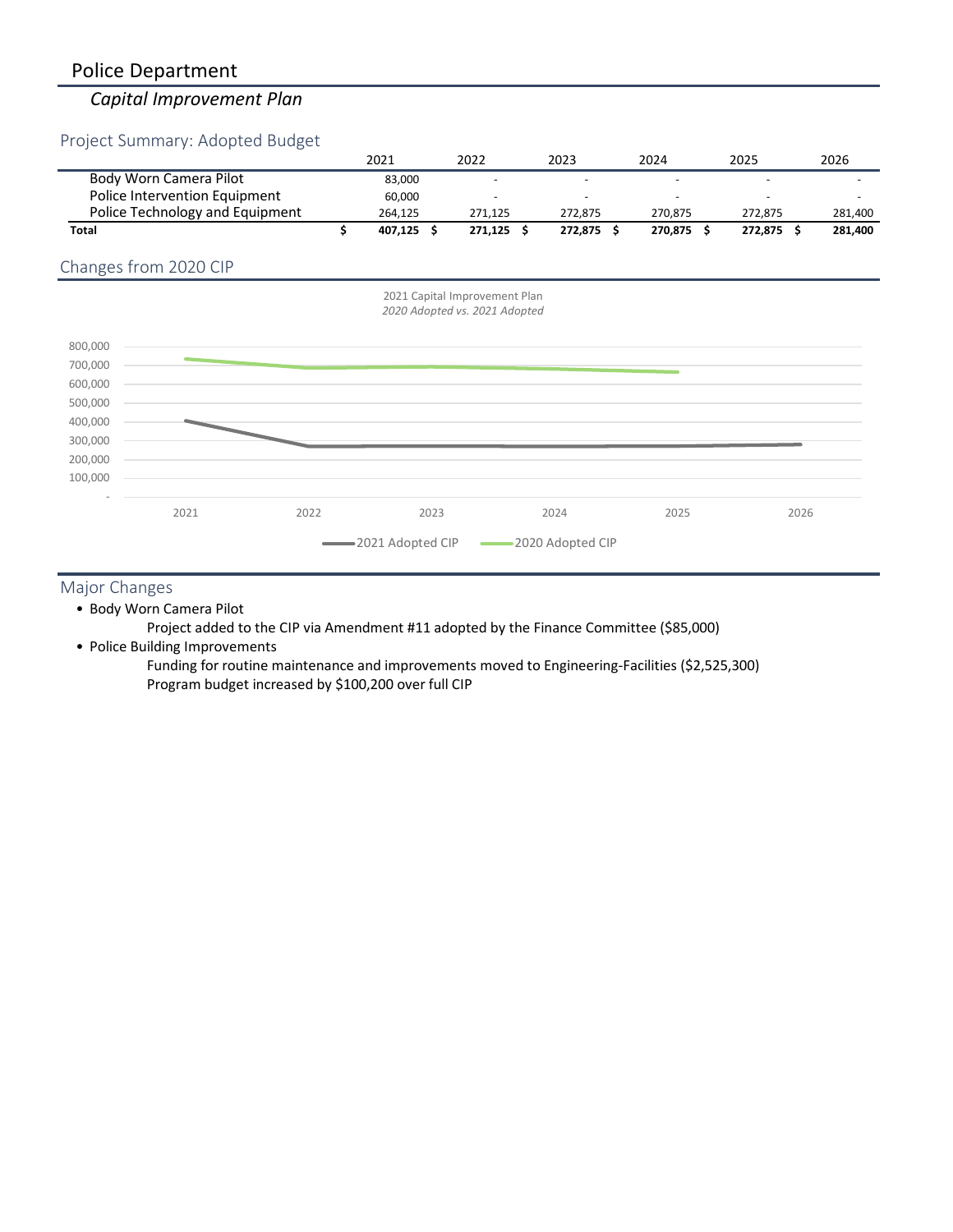# Police Department

## *Capital Improvement Plan*

### Project Summary: Adopted Budget

| | 2021 | 2022 | 2023 | 2024 | 2025 | 2026 |
|---|---|---|---|---|---|---|
| Body Worn Camera Pilot | 83,000 | - | - | - | - | - |
| Police Intervention Equipment | 60,000 | - | - | - | - | - |
| Police Technology and Equipment | 264,125 | 271,125 | 272,875 | 270,875 | 272,875 | 281,400 |
| **Total** | **$ 407,125** | **$ 271,125** | **$ 272,875** | **$ 270,875** | **$ 272,875** | **$ 281,400** |

### Changes from 2020 CIP

2021 Capital Improvement Plan
*2020 Adopted vs. 2021 Adopted*

800,000
700,000
600,000
500,000
400,000
300,000
200,000
100,000
-

2021 2022 2023 2024 2025 2026

2021 Adopted CIP
2020 Adopted CIP

### Major Changes

- Body Worn Camera Pilot
  - Project added to the CIP via Amendment #11 adopted by the Finance Committee ($85,000)
- Police Building Improvements
  - Funding for routine maintenance and improvements moved to Engineering-Facilities ($2,525,300)
  - Program budget increased by $100,200 over full CIP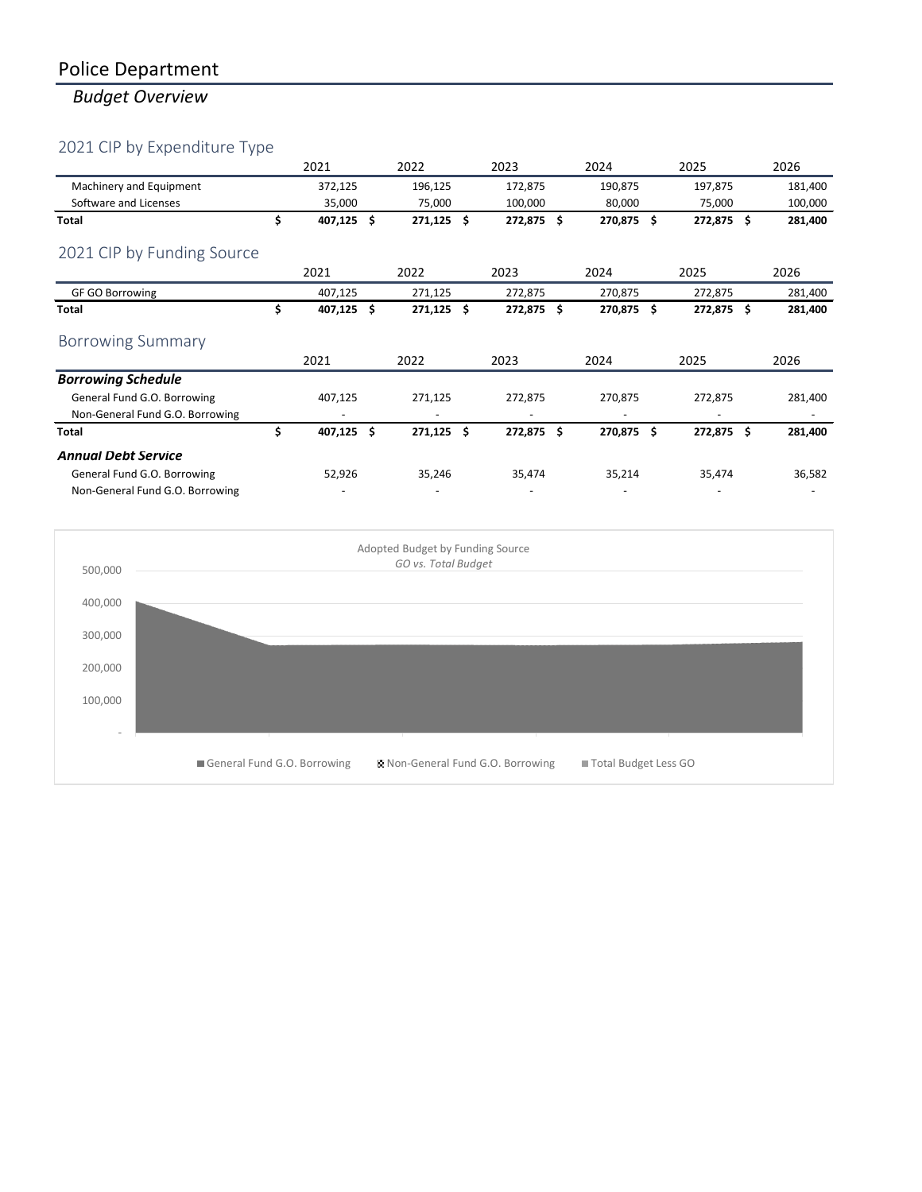# Police Department

## *Budget Overview*

### 2021 CIP by Expenditure Type

| | 2021 | 2022 | 2023 | 2024 | 2025 | 2026 |
|---|---|---|---|---|---|---|
| Machinery and Equipment | 372,125 | 196,125 | 172,875 | 190,875 | 197,875 | 181,400 |
| Software and Licenses | 35,000 | 75,000 | 100,000 | 80,000 | 75,000 | 100,000 |
| **Total** | **$ 407,125** | **$ 271,125** | **$ 272,875** | **$ 270,875** | **$ 272,875** | **$ 281,400** |

### 2021 CIP by Funding Source

| | 2021 | 2022 | 2023 | 2024 | 2025 | 2026 |
|---|---|---|---|---|---|---|
| GF GO Borrowing | 407,125 | 271,125 | 272,875 | 270,875 | 272,875 | 281,400 |
| **Total** | **$ 407,125** | **$ 271,125** | **$ 272,875** | **$ 270,875** | **$ 272,875** | **$ 281,400** |

### Borrowing Summary

| | 2021 | 2022 | 2023 | 2024 | 2025 | 2026 |
|---|---|---|---|---|---|---|
| ***Borrowing Schedule*** | | | | | | |
| General Fund G.O. Borrowing | 407,125 | 271,125 | 272,875 | 270,875 | 272,875 | 281,400 |
| Non-General Fund G.O. Borrowing | - | - | - | - | - | - |
| **Total** | **$ 407,125** | **$ 271,125** | **$ 272,875** | **$ 270,875** | **$ 272,875** | **$ 281,400** |
| ***Annual Debt Service*** | | | | | | |
| General Fund G.O. Borrowing | 52,926 | 35,246 | 35,474 | 35,214 | 35,474 | 36,582 |
| Non-General Fund G.O. Borrowing | - | - | - | - | - | - |

Adopted Budget by Funding Source

*GO vs. Total Budget*

500,000
400,000
300,000
200,000
100,000
-

General Fund G.O. Borrowing
Non-General Fund G.O. Borrowing
Total Budget Less GO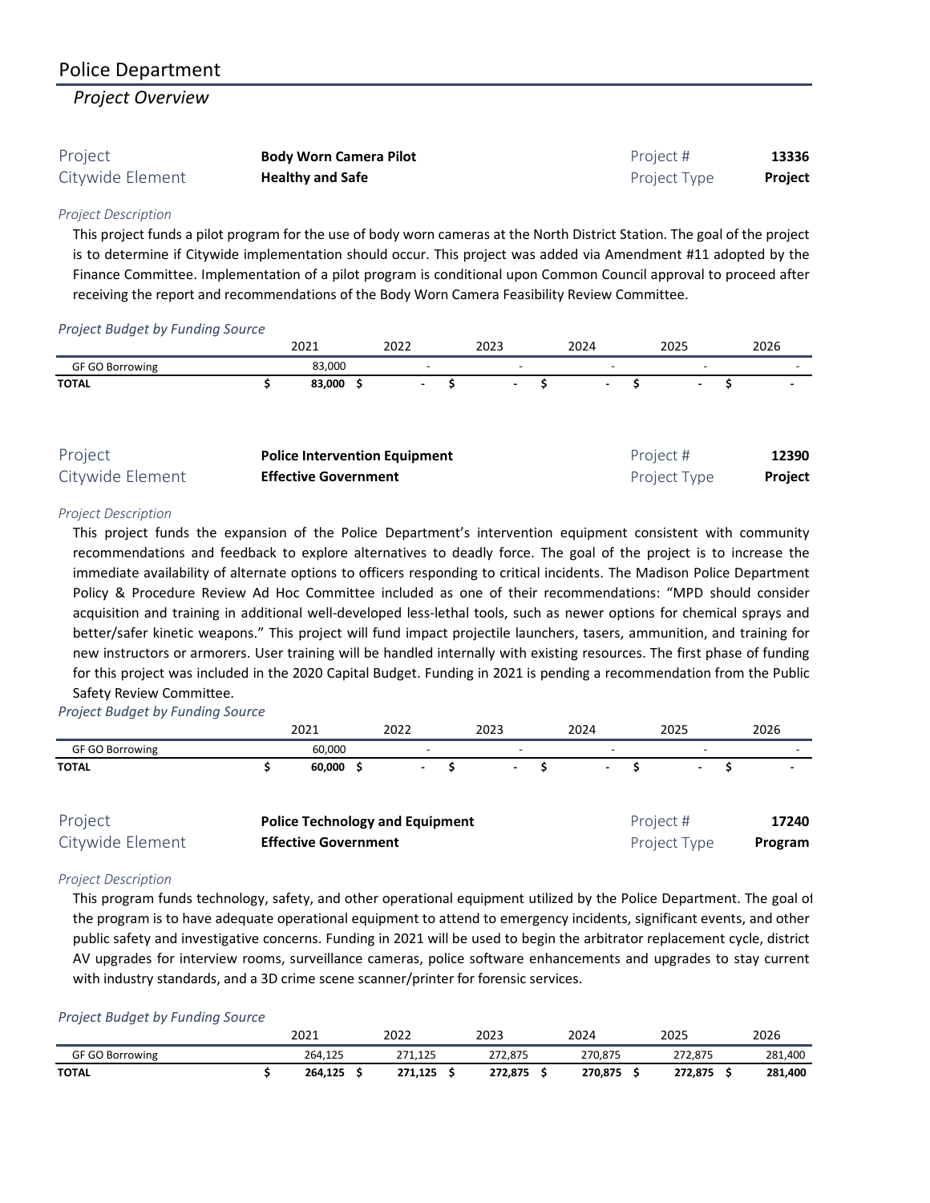# Police Department

## *Project Overview*

| | | | |
|---|---|---|---|
| Project | **Body Worn Camera Pilot** | Project # | **13336** |
| Citywide Element | **Healthy and Safe** | Project Type | **Project** |

*Project Description*

This project funds a pilot program for the use of body worn cameras at the North District Station. The goal of the project is to determine if Citywide implementation should occur. This project was added via Amendment #11 adopted by the Finance Committee. Implementation of a pilot program is conditional upon Common Council approval to proceed after receiving the report and recommendations of the Body Worn Camera Feasibility Review Committee.

*Project Budget by Funding Source*

| | 2021 | 2022 | 2023 | 2024 | 2025 | 2026 |
|---|---|---|---|---|---|---|
| GF GO Borrowing | 83,000 | - | - | - | - | - |
| **TOTAL** | **$ 83,000** | **$ -** | **$ -** | **$ -** | **$ -** | **$ -** |

| | | | |
|---|---|---|---|
| Project | **Police Intervention Equipment** | Project # | **12390** |
| Citywide Element | **Effective Government** | Project Type | **Project** |

*Project Description*

This project funds the expansion of the Police Department's intervention equipment consistent with community recommendations and feedback to explore alternatives to deadly force. The goal of the project is to increase the immediate availability of alternate options to officers responding to critical incidents. The Madison Police Department Policy & Procedure Review Ad Hoc Committee included as one of their recommendations: "MPD should consider acquisition and training in additional well-developed less-lethal tools, such as newer options for chemical sprays and better/safer kinetic weapons." This project will fund impact projectile launchers, tasers, ammunition, and training for new instructors or armorers. User training will be handled internally with existing resources. The first phase of funding for this project was included in the 2020 Capital Budget. Funding in 2021 is pending a recommendation from the Public Safety Review Committee.

*Project Budget by Funding Source*

| | 2021 | 2022 | 2023 | 2024 | 2025 | 2026 |
|---|---|---|---|---|---|---|
| GF GO Borrowing | 60,000 | - | - | - | - | - |
| **TOTAL** | **$ 60,000** | **$ -** | **$ -** | **$ -** | **$ -** | **$ -** |

| | | | |
|---|---|---|---|
| Project | **Police Technology and Equipment** | Project # | **17240** |
| Citywide Element | **Effective Government** | Project Type | **Program** |

*Project Description*

This program funds technology, safety, and other operational equipment utilized by the Police Department. The goal of the program is to have adequate operational equipment to attend to emergency incidents, significant events, and other public safety and investigative concerns. Funding in 2021 will be used to begin the arbitrator replacement cycle, district AV upgrades for interview rooms, surveillance cameras, police software enhancements and upgrades to stay current with industry standards, and a 3D crime scene scanner/printer for forensic services.

*Project Budget by Funding Source*

| | 2021 | 2022 | 2023 | 2024 | 2025 | 2026 |
|---|---|---|---|---|---|---|
| GF GO Borrowing | 264,125 | 271,125 | 272,875 | 270,875 | 272,875 | 281,400 |
| **TOTAL** | **$ 264,125** | **$ 271,125** | **$ 272,875** | **$ 270,875** | **$ 272,875** | **$ 281,400** |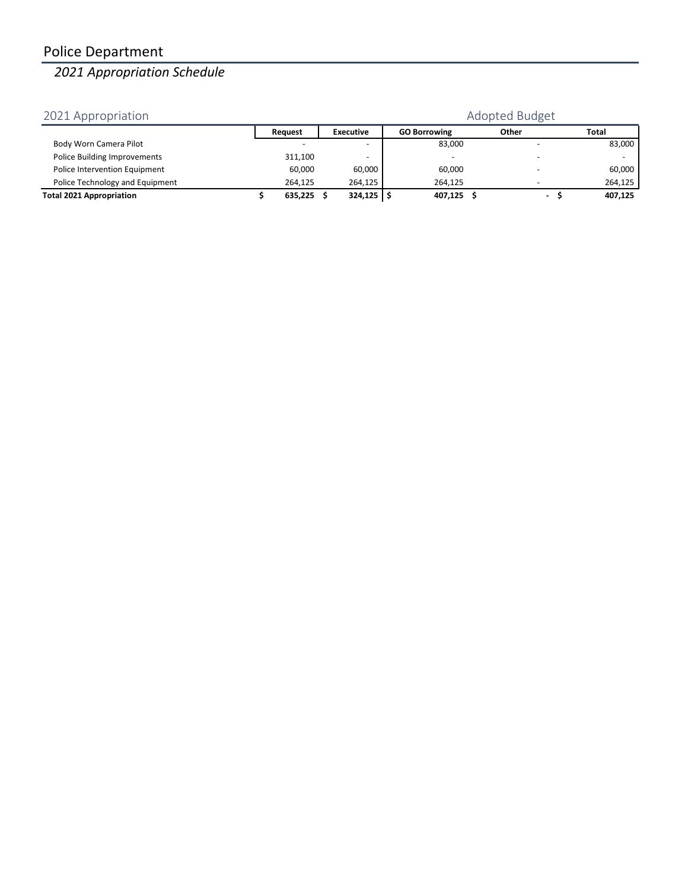# Police Department

## *2021 Appropriation Schedule*

### 2021 Appropriation

| | | | Adopted Budget | | |
|---|---|---|---|---|---|
| | **Request** | **Executive** | **GO Borrowing** | **Other** | **Total** |
| Body Worn Camera Pilot | - | - | 83,000 | - | 83,000 |
| Police Building Improvements | 311,100 | - | - | - | - |
| Police Intervention Equipment | 60,000 | 60,000 | 60,000 | - | 60,000 |
| Police Technology and Equipment | 264,125 | 264,125 | 264,125 | - | 264,125 |
| **Total 2021 Appropriation** | **$ 635,225** | **$ 324,125** | **$ 407,125** | **$ -** | **$ 407,125** |